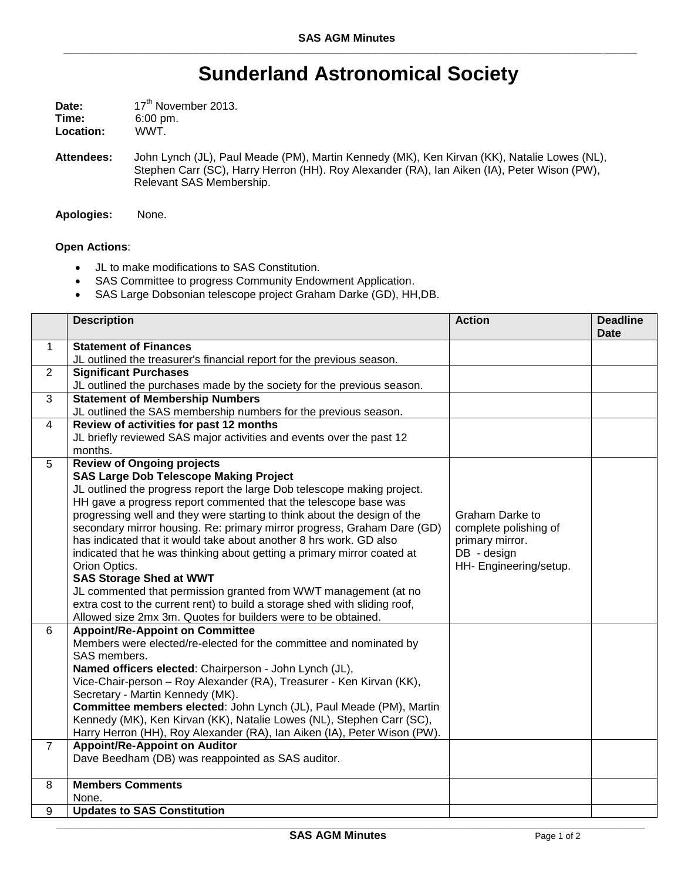# Sunderland Astronomical Society

**Date:** 17th November 2013.
**Time:** 6:00 pm.
**Location:** WWT.

**Attendees:** John Lynch (JL), Paul Meade (PM), Martin Kennedy (MK), Ken Kirvan (KK), Natalie Lowes (NL), Stephen Carr (SC), Harry Herron (HH). Roy Alexander (RA), Ian Aiken (IA), Peter Wison (PW), Relevant SAS Membership.

**Apologies:** None.

**Open Actions**:

- JL to make modifications to SAS Constitution.
- SAS Committee to progress Community Endowment Application.
- SAS Large Dobsonian telescope project Graham Darke (GD), HH,DB.

| | Description | Action | Deadline Date |
|---|---|---|---|
| 1 | **Statement of Finances**<br>JL outlined the treasurer's financial report for the previous season. | | |
| 2 | **Significant Purchases**<br>JL outlined the purchases made by the society for the previous season. | | |
| 3 | **Statement of Membership Numbers**<br>JL outlined the SAS membership numbers for the previous season. | | |
| 4 | **Review of activities for past 12 months**<br>JL briefly reviewed SAS major activities and events over the past 12 months. | | |
| 5 | **Review of Ongoing projects**<br>**SAS Large Dob Telescope Making Project**<br>JL outlined the progress report the large Dob telescope making project. HH gave a progress report commented that the telescope base was progressing well and they were starting to think about the design of the secondary mirror housing. Re: primary mirror progress, Graham Dare (GD) has indicated that it would take about another 8 hrs work. GD also indicated that he was thinking about getting a primary mirror coated at Orion Optics.<br>**SAS Storage Shed at WWT**<br>JL commented that permission granted from WWT management (at no extra cost to the current rent) to build a storage shed with sliding roof, Allowed size 2mx 3m. Quotes for builders were to be obtained. | Graham Darke to complete polishing of primary mirror.<br>DB - design<br>HH- Engineering/setup. | |
| 6 | **Appoint/Re-Appoint on Committee**<br>Members were elected/re-elected for the committee and nominated by SAS members.<br>**Named officers elected**: Chairperson - John Lynch (JL), Vice-Chair-person – Roy Alexander (RA), Treasurer - Ken Kirvan (KK), Secretary - Martin Kennedy (MK).<br>**Committee members elected**: John Lynch (JL), Paul Meade (PM), Martin Kennedy (MK), Ken Kirvan (KK), Natalie Lowes (NL), Stephen Carr (SC), Harry Herron (HH), Roy Alexander (RA), Ian Aiken (IA), Peter Wison (PW). | | |
| 7 | **Appoint/Re-Appoint on Auditor**<br>Dave Beedham (DB) was reappointed as SAS auditor. | | |
| 8 | **Members Comments**<br>None. | | |
| 9 | **Updates to SAS Constitution** | | |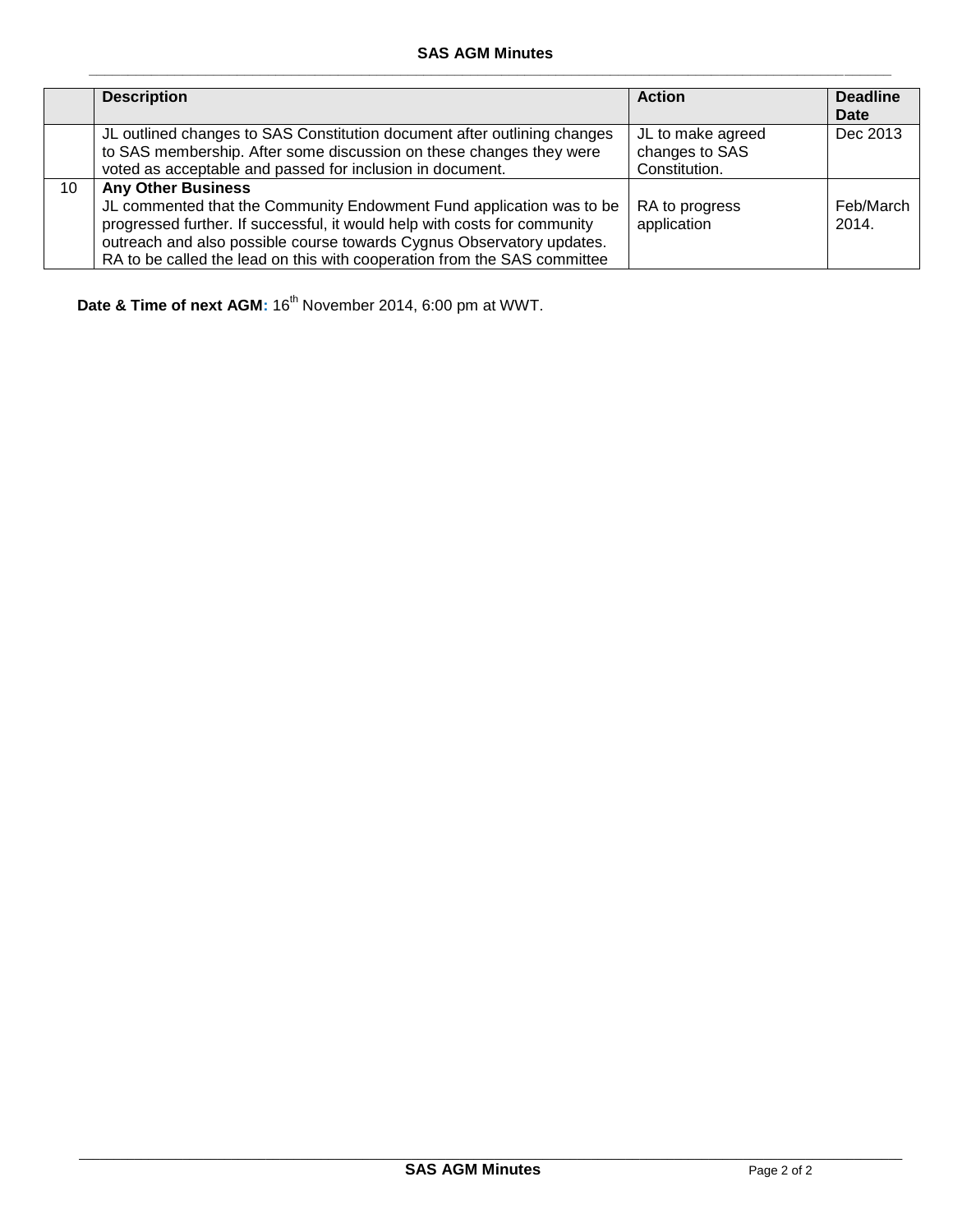| | Description | Action | Deadline Date |
|---|---|---|---|
| | JL outlined changes to SAS Constitution document after outlining changes to SAS membership. After some discussion on these changes they were voted as acceptable and passed for inclusion in document. | JL to make agreed changes to SAS Constitution. | Dec 2013 |
| 10 | **Any Other Business** JL commented that the Community Endowment Fund application was to be progressed further. If successful, it would help with costs for community outreach and also possible course towards Cygnus Observatory updates. RA to be called the lead on this with cooperation from the SAS committee | RA to progress application | Feb/March 2014. |

**Date & Time of next AGM:** 16th November 2014, 6:00 pm at WWT.